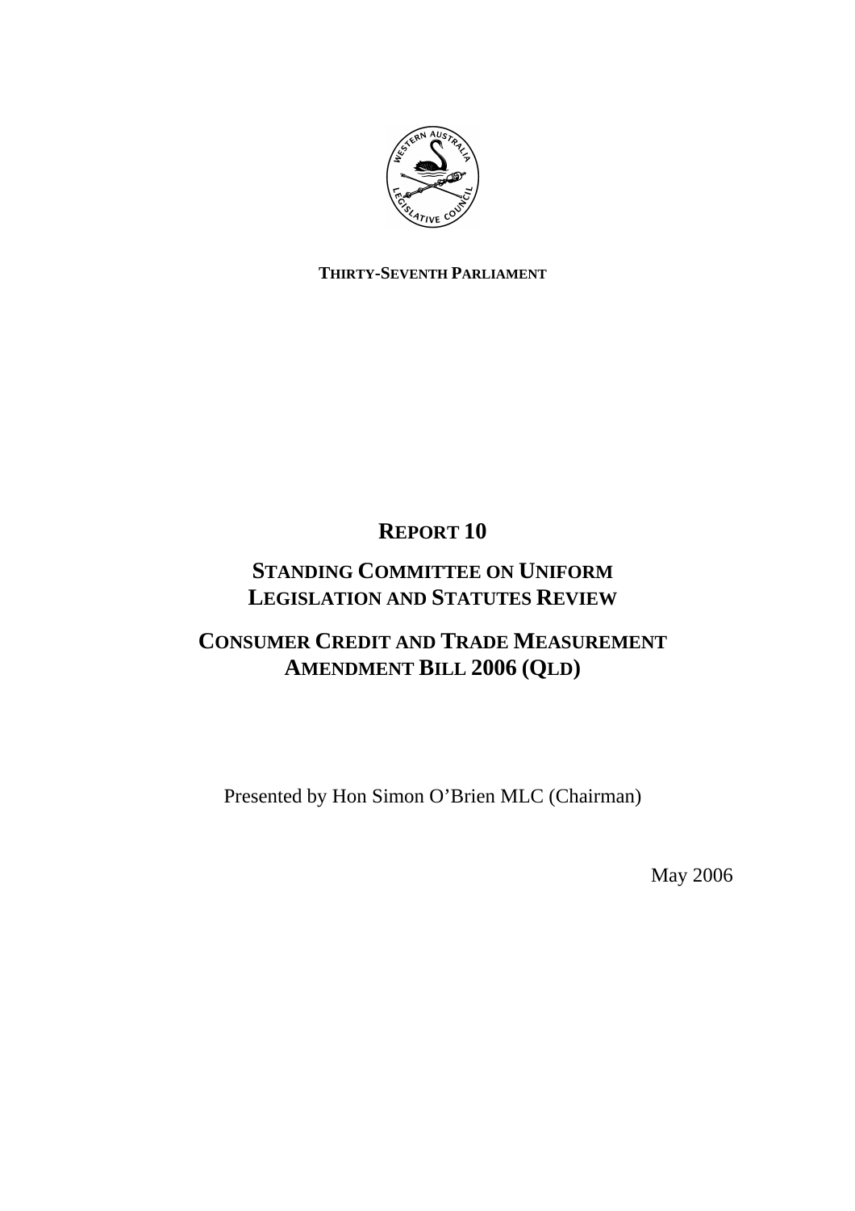**THIRTY-SEVENTH PARLIAMENT**

# REPORT 10

## STANDING COMMITTEE ON UNIFORM LEGISLATION AND STATUTES REVIEW

## CONSUMER CREDIT AND TRADE MEASUREMENT AMENDMENT BILL 2006 (QLD)

Presented by Hon Simon O'Brien MLC (Chairman)

May 2006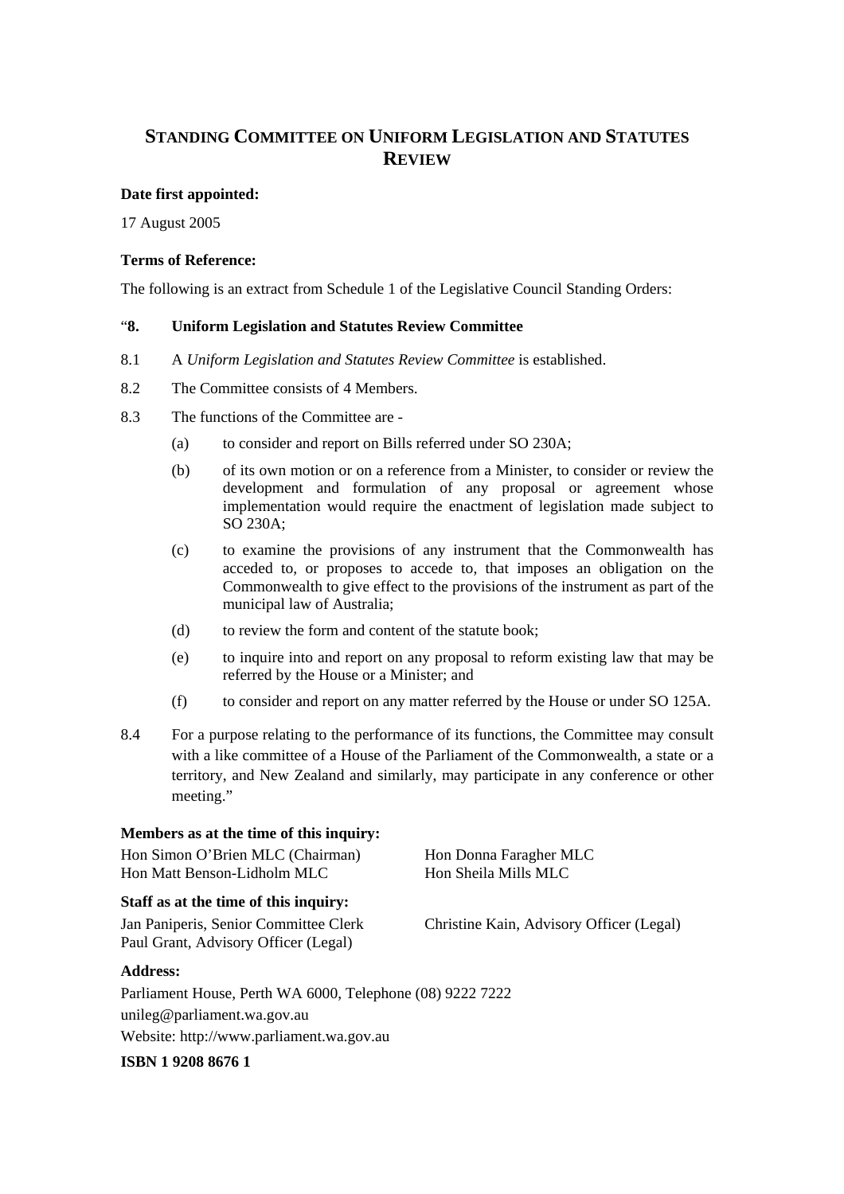# STANDING COMMITTEE ON UNIFORM LEGISLATION AND STATUTES REVIEW

**Date first appointed:**

17 August 2005

**Terms of Reference:**

The following is an extract from Schedule 1 of the Legislative Council Standing Orders:

"**8. Uniform Legislation and Statutes Review Committee**

8.1 A *Uniform Legislation and Statutes Review Committee* is established.

8.2 The Committee consists of 4 Members.

8.3 The functions of the Committee are -

(a) to consider and report on Bills referred under SO 230A;

(b) of its own motion or on a reference from a Minister, to consider or review the development and formulation of any proposal or agreement whose implementation would require the enactment of legislation made subject to SO 230A;

(c) to examine the provisions of any instrument that the Commonwealth has acceded to, or proposes to accede to, that imposes an obligation on the Commonwealth to give effect to the provisions of the instrument as part of the municipal law of Australia;

(d) to review the form and content of the statute book;

(e) to inquire into and report on any proposal to reform existing law that may be referred by the House or a Minister; and

(f) to consider and report on any matter referred by the House or under SO 125A.

8.4 For a purpose relating to the performance of its functions, the Committee may consult with a like committee of a House of the Parliament of the Commonwealth, a state or a territory, and New Zealand and similarly, may participate in any conference or other meeting."

**Members as at the time of this inquiry:**

Hon Simon O'Brien MLC (Chairman)
Hon Matt Benson-Lidholm MLC
Hon Donna Faragher MLC
Hon Sheila Mills MLC

**Staff as at the time of this inquiry:**

Jan Paniperis, Senior Committee Clerk
Paul Grant, Advisory Officer (Legal)
Christine Kain, Advisory Officer (Legal)

**Address:**

Parliament House, Perth WA 6000, Telephone (08) 9222 7222

unileg@parliament.wa.gov.au

Website: http://www.parliament.wa.gov.au

**ISBN 1 9208 8676 1**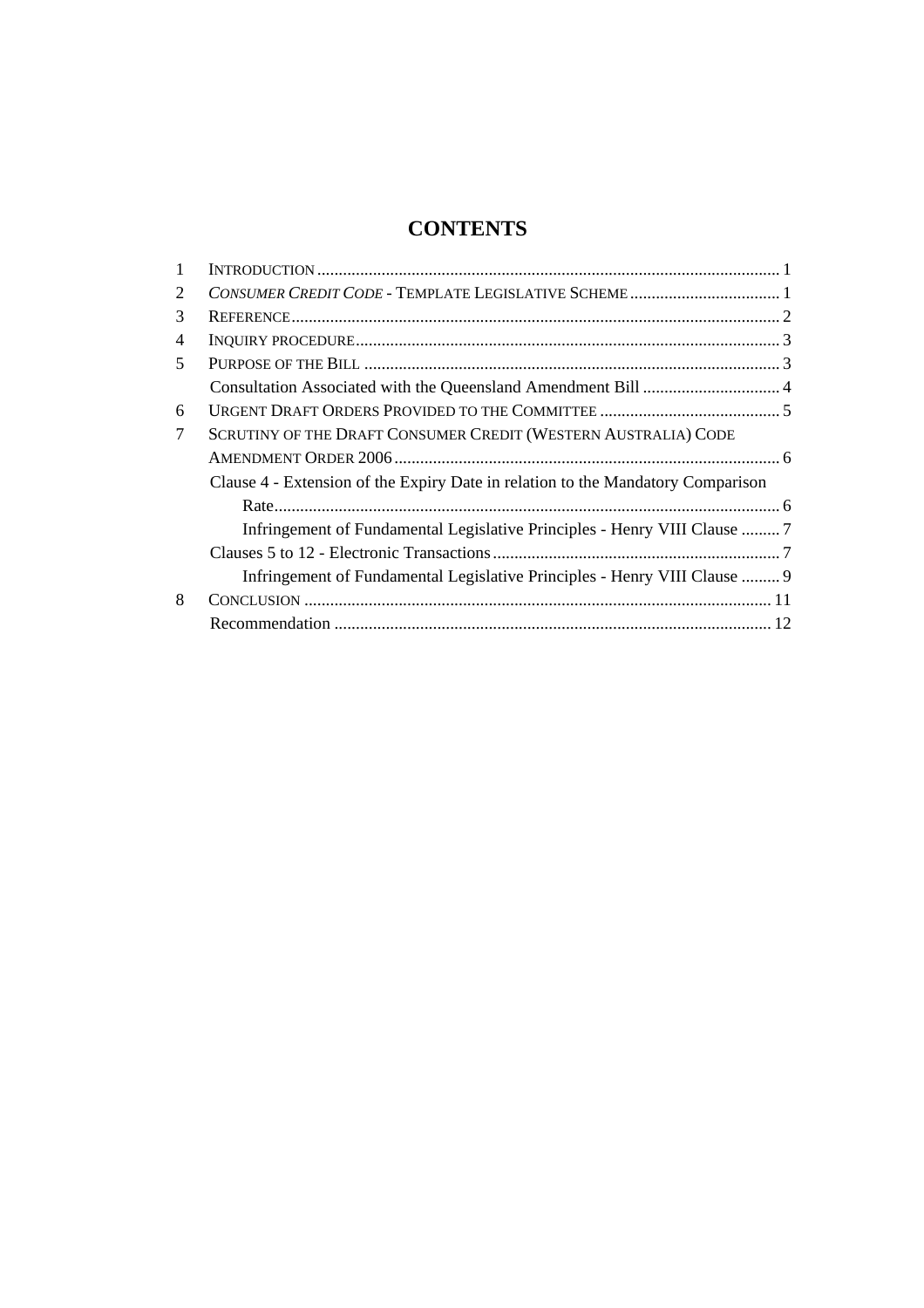# CONTENTS

| | | |
|---|---|---|
| 1 | INTRODUCTION | 1 |
| 2 | *CONSUMER CREDIT CODE* - TEMPLATE LEGISLATIVE SCHEME | 1 |
| 3 | REFERENCE | 2 |
| 4 | INQUIRY PROCEDURE | 3 |
| 5 | PURPOSE OF THE BILL | 3 |
| | Consultation Associated with the Queensland Amendment Bill | 4 |
| 6 | URGENT DRAFT ORDERS PROVIDED TO THE COMMITTEE | 5 |
| 7 | SCRUTINY OF THE DRAFT CONSUMER CREDIT (WESTERN AUSTRALIA) CODE AMENDMENT ORDER 2006 | 6 |
| | Clause 4 - Extension of the Expiry Date in relation to the Mandatory Comparison Rate | 6 |
| | Infringement of Fundamental Legislative Principles - Henry VIII Clause | 7 |
| | Clauses 5 to 12 - Electronic Transactions | 7 |
| | Infringement of Fundamental Legislative Principles - Henry VIII Clause | 9 |
| 8 | CONCLUSION | 11 |
| | Recommendation | 12 |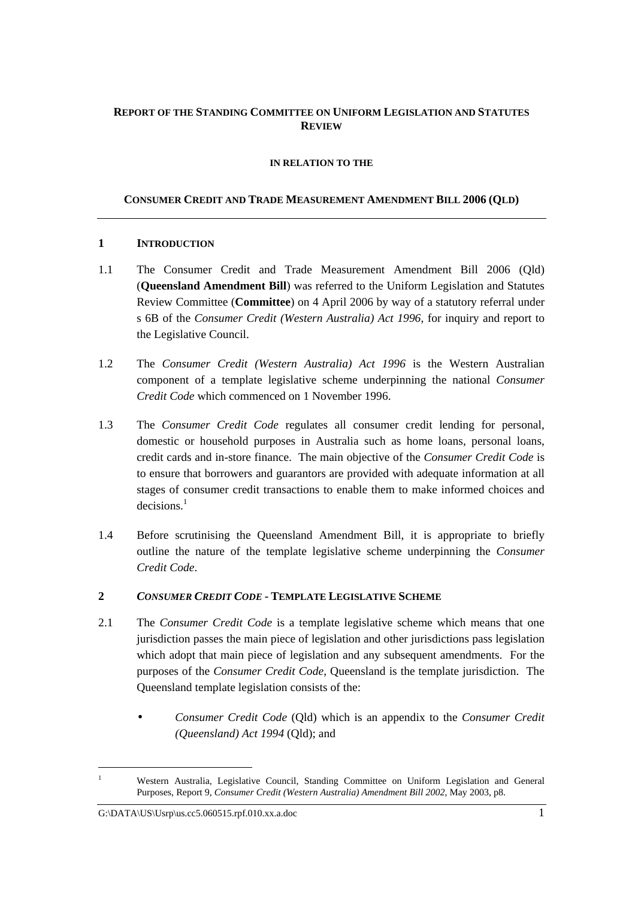**REPORT OF THE STANDING COMMITTEE ON UNIFORM LEGISLATION AND STATUTES REVIEW**

**IN RELATION TO THE**

**CONSUMER CREDIT AND TRADE MEASUREMENT AMENDMENT BILL 2006 (QLD)**

## 1 INTRODUCTION

1.1 The Consumer Credit and Trade Measurement Amendment Bill 2006 (Qld) (**Queensland Amendment Bill**) was referred to the Uniform Legislation and Statutes Review Committee (**Committee**) on 4 April 2006 by way of a statutory referral under s 6B of the *Consumer Credit (Western Australia) Act 1996*, for inquiry and report to the Legislative Council.

1.2 The *Consumer Credit (Western Australia) Act 1996* is the Western Australian component of a template legislative scheme underpinning the national *Consumer Credit Code* which commenced on 1 November 1996.

1.3 The *Consumer Credit Code* regulates all consumer credit lending for personal, domestic or household purposes in Australia such as home loans, personal loans, credit cards and in-store finance. The main objective of the *Consumer Credit Code* is to ensure that borrowers and guarantors are provided with adequate information at all stages of consumer credit transactions to enable them to make informed choices and decisions.[1]

1.4 Before scrutinising the Queensland Amendment Bill, it is appropriate to briefly outline the nature of the template legislative scheme underpinning the *Consumer Credit Code*.

## 2 *CONSUMER CREDIT CODE* - TEMPLATE LEGISLATIVE SCHEME

2.1 The *Consumer Credit Code* is a template legislative scheme which means that one jurisdiction passes the main piece of legislation and other jurisdictions pass legislation which adopt that main piece of legislation and any subsequent amendments. For the purposes of the *Consumer Credit Code*, Queensland is the template jurisdiction. The Queensland template legislation consists of the:

- *Consumer Credit Code* (Qld) which is an appendix to the *Consumer Credit (Queensland) Act 1994* (Qld); and

---

[1] Western Australia, Legislative Council, Standing Committee on Uniform Legislation and General Purposes, Report 9, *Consumer Credit (Western Australia) Amendment Bill 2002*, May 2003, p8.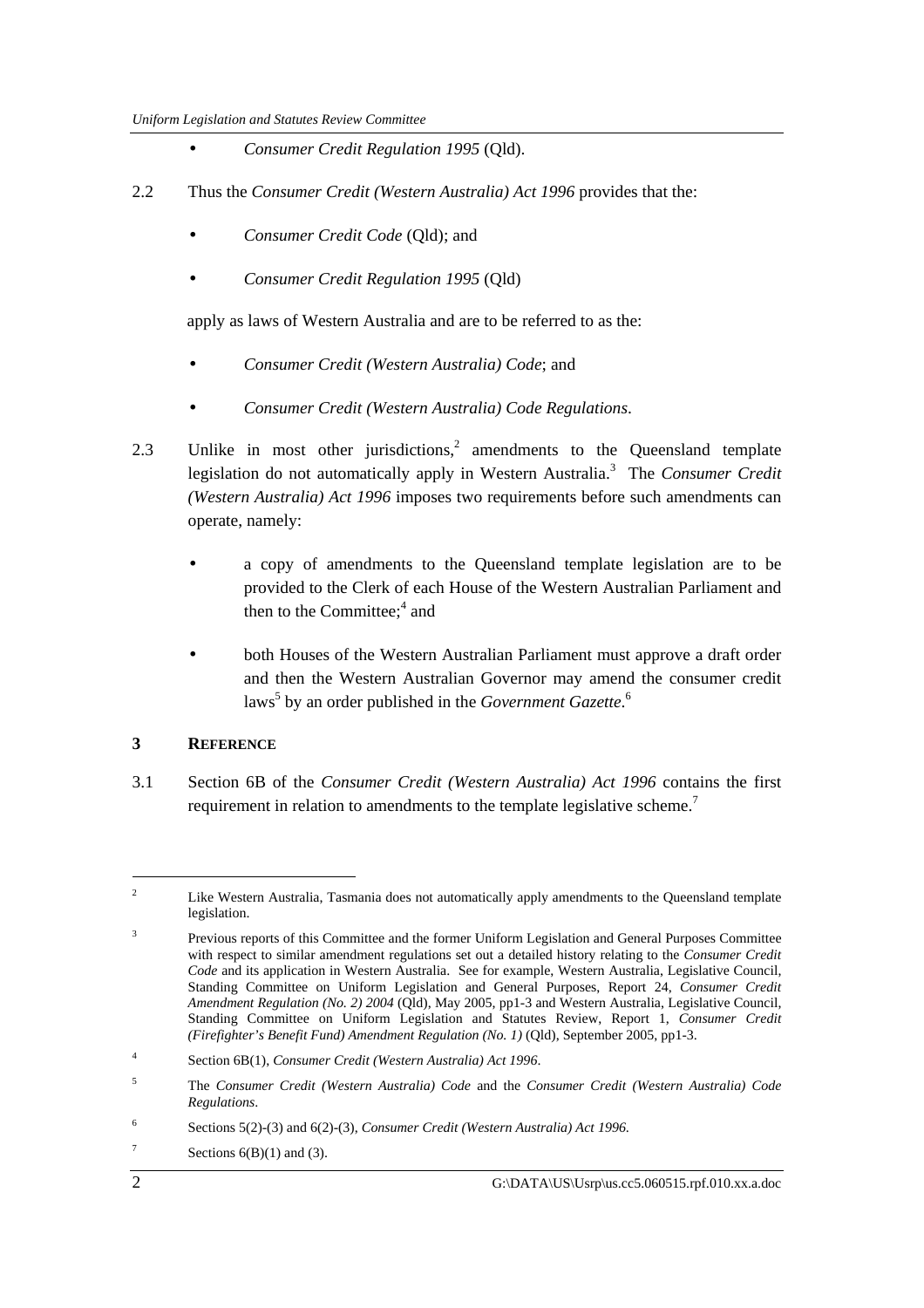- *Consumer Credit Regulation 1995* (Qld).

2.2 Thus the *Consumer Credit (Western Australia) Act 1996* provides that the:

- *Consumer Credit Code* (Qld); and
- *Consumer Credit Regulation 1995* (Qld)

apply as laws of Western Australia and are to be referred to as the:

- *Consumer Credit (Western Australia) Code*; and
- *Consumer Credit (Western Australia) Code Regulations*.

2.3 Unlike in most other jurisdictions,[2] amendments to the Queensland template legislation do not automatically apply in Western Australia.[3] The *Consumer Credit (Western Australia) Act 1996* imposes two requirements before such amendments can operate, namely:

- a copy of amendments to the Queensland template legislation are to be provided to the Clerk of each House of the Western Australian Parliament and then to the Committee;[4] and
- both Houses of the Western Australian Parliament must approve a draft order and then the Western Australian Governor may amend the consumer credit laws[5] by an order published in the *Government Gazette*.[6]

## 3 REFERENCE

3.1 Section 6B of the *Consumer Credit (Western Australia) Act 1996* contains the first requirement in relation to amendments to the template legislative scheme.[7]

---

[2] Like Western Australia, Tasmania does not automatically apply amendments to the Queensland template legislation.

[3] Previous reports of this Committee and the former Uniform Legislation and General Purposes Committee with respect to similar amendment regulations set out a detailed history relating to the *Consumer Credit Code* and its application in Western Australia. See for example, Western Australia, Legislative Council, Standing Committee on Uniform Legislation and General Purposes, Report 24, *Consumer Credit Amendment Regulation (No. 2) 2004* (Qld), May 2005, pp1-3 and Western Australia, Legislative Council, Standing Committee on Uniform Legislation and Statutes Review, Report 1, *Consumer Credit (Firefighter's Benefit Fund) Amendment Regulation (No. 1)* (Qld), September 2005, pp1-3.

[4] Section 6B(1), *Consumer Credit (Western Australia) Act 1996*.

[5] The *Consumer Credit (Western Australia) Code* and the *Consumer Credit (Western Australia) Code Regulations*.

[6] Sections 5(2)-(3) and 6(2)-(3), *Consumer Credit (Western Australia) Act 1996*.

[7] Sections 6(B)(1) and (3).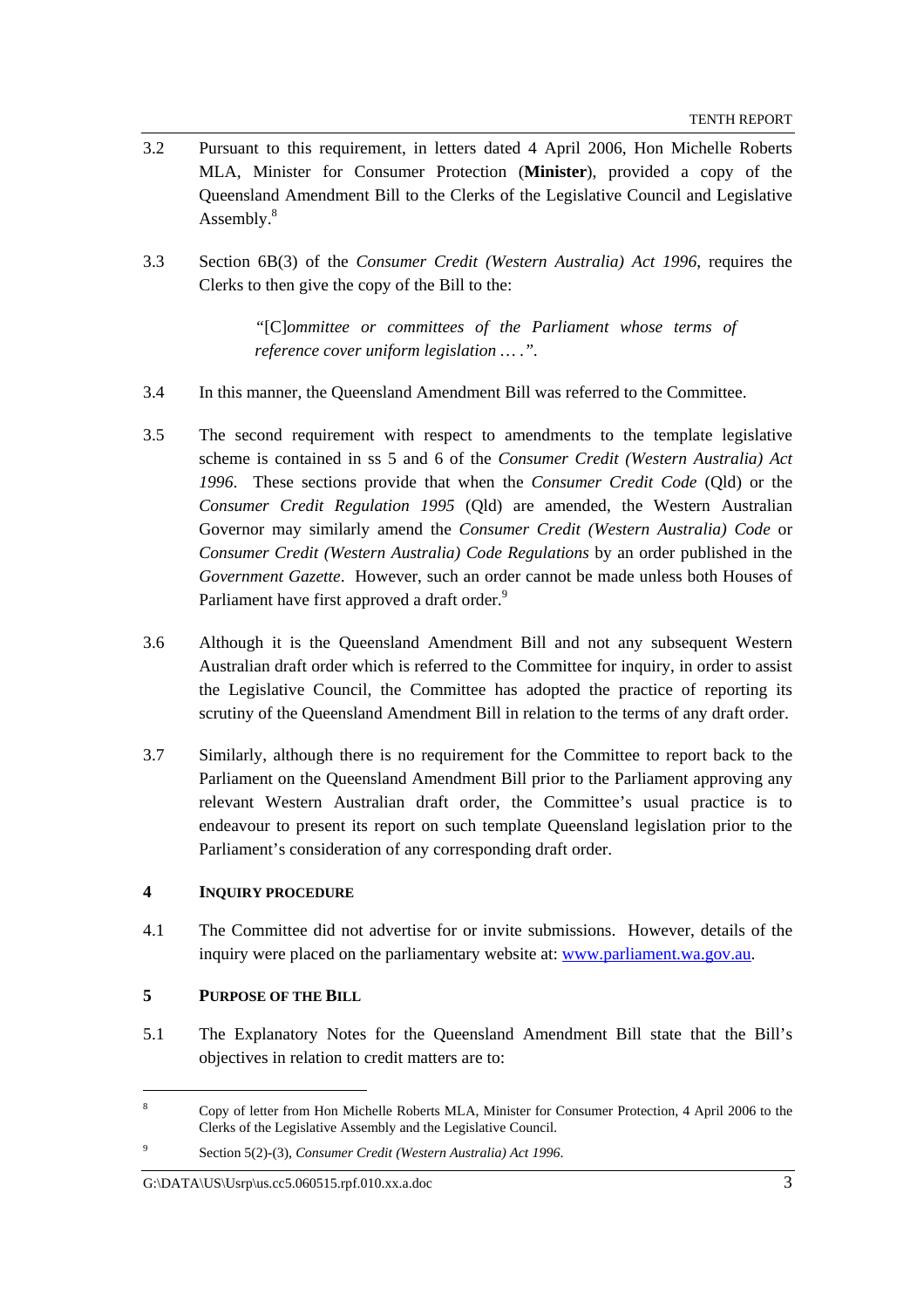3.2 Pursuant to this requirement, in letters dated 4 April 2006, Hon Michelle Roberts MLA, Minister for Consumer Protection (**Minister**), provided a copy of the Queensland Amendment Bill to the Clerks of the Legislative Council and Legislative Assembly.[8]

3.3 Section 6B(3) of the *Consumer Credit (Western Australia) Act 1996*, requires the Clerks to then give the copy of the Bill to the:

> "[C]*ommittee or committees of the Parliament whose terms of reference cover uniform legislation* … .".

3.4 In this manner, the Queensland Amendment Bill was referred to the Committee.

3.5 The second requirement with respect to amendments to the template legislative scheme is contained in ss 5 and 6 of the *Consumer Credit (Western Australia) Act 1996*. These sections provide that when the *Consumer Credit Code* (Qld) or the *Consumer Credit Regulation 1995* (Qld) are amended, the Western Australian Governor may similarly amend the *Consumer Credit (Western Australia) Code* or *Consumer Credit (Western Australia) Code Regulations* by an order published in the *Government Gazette*. However, such an order cannot be made unless both Houses of Parliament have first approved a draft order.[9]

3.6 Although it is the Queensland Amendment Bill and not any subsequent Western Australian draft order which is referred to the Committee for inquiry, in order to assist the Legislative Council, the Committee has adopted the practice of reporting its scrutiny of the Queensland Amendment Bill in relation to the terms of any draft order.

3.7 Similarly, although there is no requirement for the Committee to report back to the Parliament on the Queensland Amendment Bill prior to the Parliament approving any relevant Western Australian draft order, the Committee's usual practice is to endeavour to present its report on such template Queensland legislation prior to the Parliament's consideration of any corresponding draft order.

## 4 INQUIRY PROCEDURE

4.1 The Committee did not advertise for or invite submissions. However, details of the inquiry were placed on the parliamentary website at: www.parliament.wa.gov.au.

## 5 PURPOSE OF THE BILL

5.1 The Explanatory Notes for the Queensland Amendment Bill state that the Bill's objectives in relation to credit matters are to:

---

[8] Copy of letter from Hon Michelle Roberts MLA, Minister for Consumer Protection, 4 April 2006 to the Clerks of the Legislative Assembly and the Legislative Council.

[9] Section 5(2)-(3), *Consumer Credit (Western Australia) Act 1996*.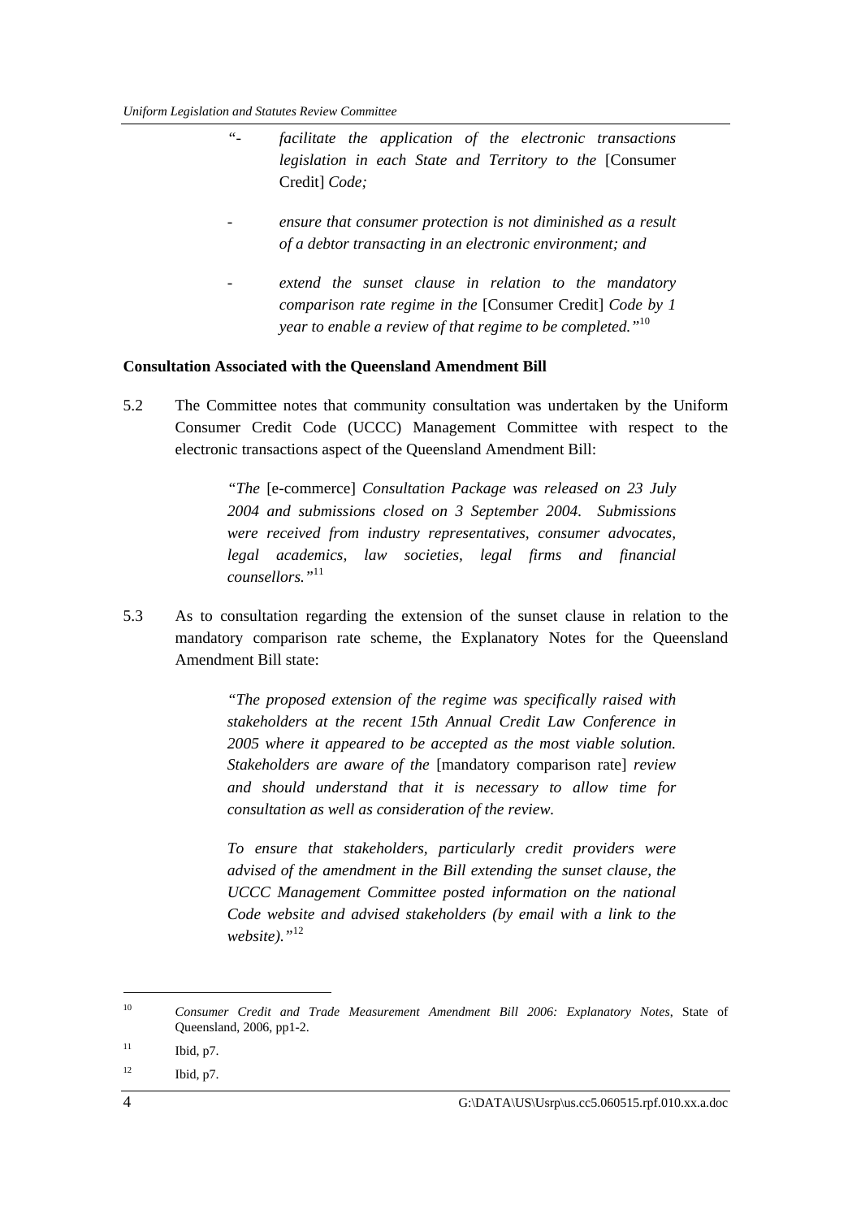> "- *facilitate the application of the electronic transactions legislation in each State and Territory to the* [Consumer Credit] *Code;*
>
> - *ensure that consumer protection is not diminished as a result of a debtor transacting in an electronic environment; and*
>
> - *extend the sunset clause in relation to the mandatory comparison rate regime in the* [Consumer Credit] *Code by 1 year to enable a review of that regime to be completed."*[10]

**Consultation Associated with the Queensland Amendment Bill**

5.2 The Committee notes that community consultation was undertaken by the Uniform Consumer Credit Code (UCCC) Management Committee with respect to the electronic transactions aspect of the Queensland Amendment Bill:

> *"The* [e-commerce] *Consultation Package was released on 23 July 2004 and submissions closed on 3 September 2004. Submissions were received from industry representatives, consumer advocates, legal academics, law societies, legal firms and financial counsellors."*[11]

5.3 As to consultation regarding the extension of the sunset clause in relation to the mandatory comparison rate scheme, the Explanatory Notes for the Queensland Amendment Bill state:

> *"The proposed extension of the regime was specifically raised with stakeholders at the recent 15th Annual Credit Law Conference in 2005 where it appeared to be accepted as the most viable solution. Stakeholders are aware of the* [mandatory comparison rate] *review and should understand that it is necessary to allow time for consultation as well as consideration of the review.*
>
> *To ensure that stakeholders, particularly credit providers were advised of the amendment in the Bill extending the sunset clause, the UCCC Management Committee posted information on the national Code website and advised stakeholders (by email with a link to the website)."*[12]

---

[10] *Consumer Credit and Trade Measurement Amendment Bill 2006: Explanatory Notes*, State of Queensland, 2006, pp1-2.

[11] Ibid, p7.

[12] Ibid, p7.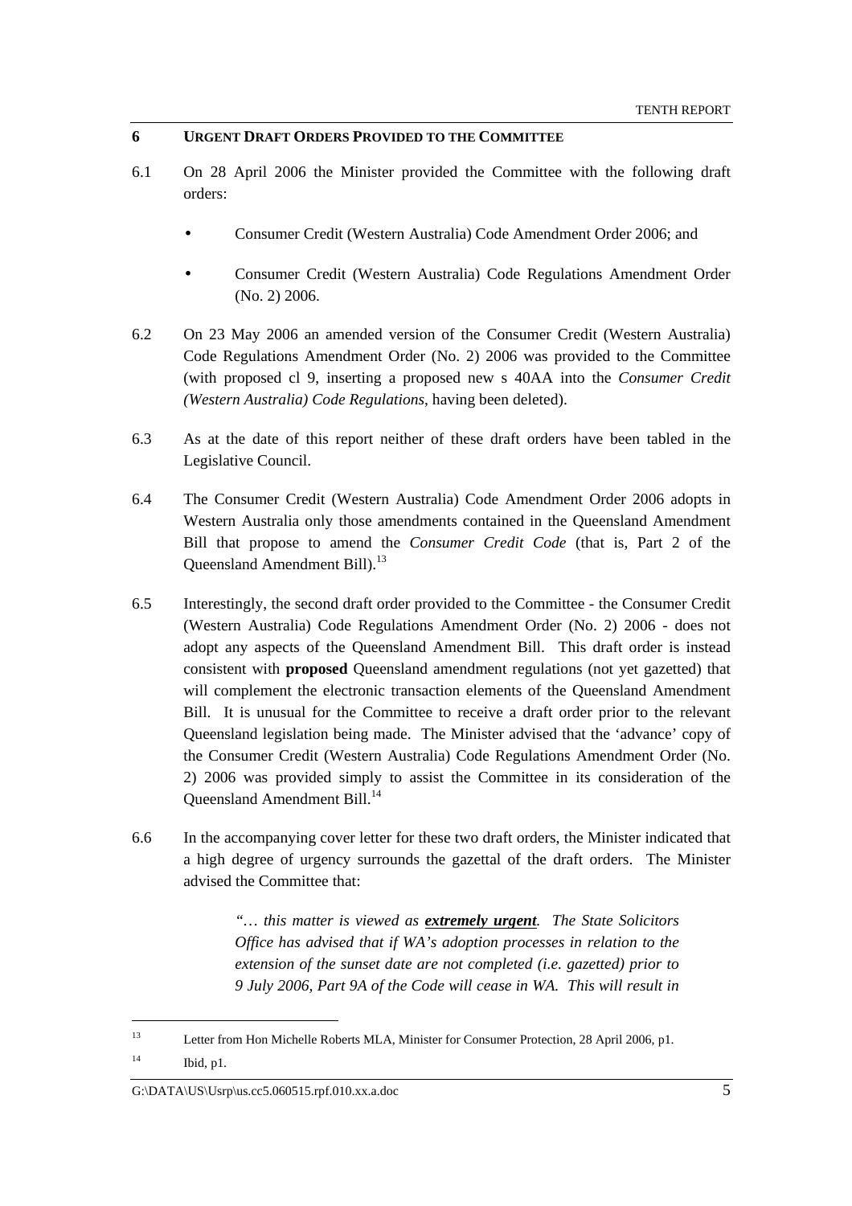## 6 URGENT DRAFT ORDERS PROVIDED TO THE COMMITTEE

6.1 On 28 April 2006 the Minister provided the Committee with the following draft orders:

- Consumer Credit (Western Australia) Code Amendment Order 2006; and
- Consumer Credit (Western Australia) Code Regulations Amendment Order (No. 2) 2006.

6.2 On 23 May 2006 an amended version of the Consumer Credit (Western Australia) Code Regulations Amendment Order (No. 2) 2006 was provided to the Committee (with proposed cl 9, inserting a proposed new s 40AA into the *Consumer Credit (Western Australia) Code Regulations*, having been deleted).

6.3 As at the date of this report neither of these draft orders have been tabled in the Legislative Council.

6.4 The Consumer Credit (Western Australia) Code Amendment Order 2006 adopts in Western Australia only those amendments contained in the Queensland Amendment Bill that propose to amend the *Consumer Credit Code* (that is, Part 2 of the Queensland Amendment Bill).[13]

6.5 Interestingly, the second draft order provided to the Committee - the Consumer Credit (Western Australia) Code Regulations Amendment Order (No. 2) 2006 - does not adopt any aspects of the Queensland Amendment Bill. This draft order is instead consistent with **proposed** Queensland amendment regulations (not yet gazetted) that will complement the electronic transaction elements of the Queensland Amendment Bill. It is unusual for the Committee to receive a draft order prior to the relevant Queensland legislation being made. The Minister advised that the 'advance' copy of the Consumer Credit (Western Australia) Code Regulations Amendment Order (No. 2) 2006 was provided simply to assist the Committee in its consideration of the Queensland Amendment Bill.[14]

6.6 In the accompanying cover letter for these two draft orders, the Minister indicated that a high degree of urgency surrounds the gazettal of the draft orders. The Minister advised the Committee that:

> *"… this matter is viewed as **extremely urgent**. The State Solicitors Office has advised that if WA's adoption processes in relation to the extension of the sunset date are not completed (i.e. gazetted) prior to 9 July 2006, Part 9A of the Code will cease in WA. This will result in*

---

[13] Letter from Hon Michelle Roberts MLA, Minister for Consumer Protection, 28 April 2006, p1.

[14] Ibid, p1.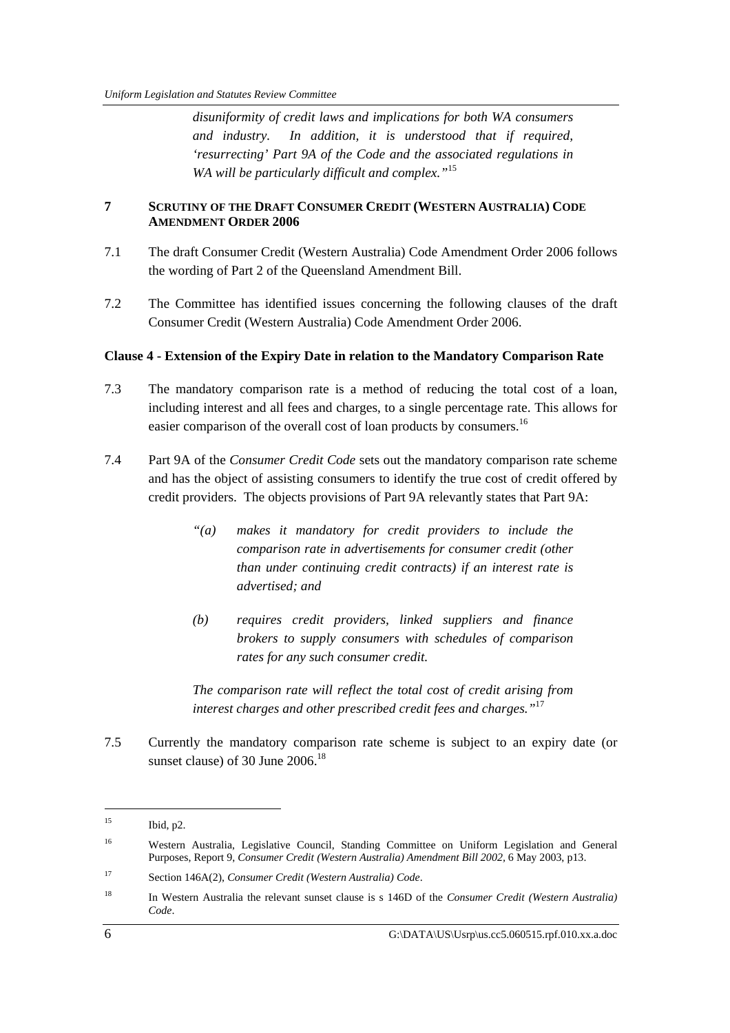*disuniformity of credit laws and implications for both WA consumers and industry. In addition, it is understood that if required, 'resurrecting' Part 9A of the Code and the associated regulations in WA will be particularly difficult and complex."*[15]

## 7 Scrutiny of the Draft Consumer Credit (Western Australia) Code Amendment Order 2006

7.1 The draft Consumer Credit (Western Australia) Code Amendment Order 2006 follows the wording of Part 2 of the Queensland Amendment Bill.

7.2 The Committee has identified issues concerning the following clauses of the draft Consumer Credit (Western Australia) Code Amendment Order 2006.

### Clause 4 - Extension of the Expiry Date in relation to the Mandatory Comparison Rate

7.3 The mandatory comparison rate is a method of reducing the total cost of a loan, including interest and all fees and charges, to a single percentage rate. This allows for easier comparison of the overall cost of loan products by consumers.[16]

7.4 Part 9A of the *Consumer Credit Code* sets out the mandatory comparison rate scheme and has the object of assisting consumers to identify the true cost of credit offered by credit providers. The objects provisions of Part 9A relevantly states that Part 9A:

> *"(a) makes it mandatory for credit providers to include the comparison rate in advertisements for consumer credit (other than under continuing credit contracts) if an interest rate is advertised; and*
>
> *(b) requires credit providers, linked suppliers and finance brokers to supply consumers with schedules of comparison rates for any such consumer credit.*
>
> *The comparison rate will reflect the total cost of credit arising from interest charges and other prescribed credit fees and charges."*[17]

7.5 Currently the mandatory comparison rate scheme is subject to an expiry date (or sunset clause) of 30 June 2006.[18]

---

[15] Ibid, p2.

[16] Western Australia, Legislative Council, Standing Committee on Uniform Legislation and General Purposes, Report 9, *Consumer Credit (Western Australia) Amendment Bill 2002*, 6 May 2003, p13.

[17] Section 146A(2), *Consumer Credit (Western Australia) Code*.

[18] In Western Australia the relevant sunset clause is s 146D of the *Consumer Credit (Western Australia) Code*.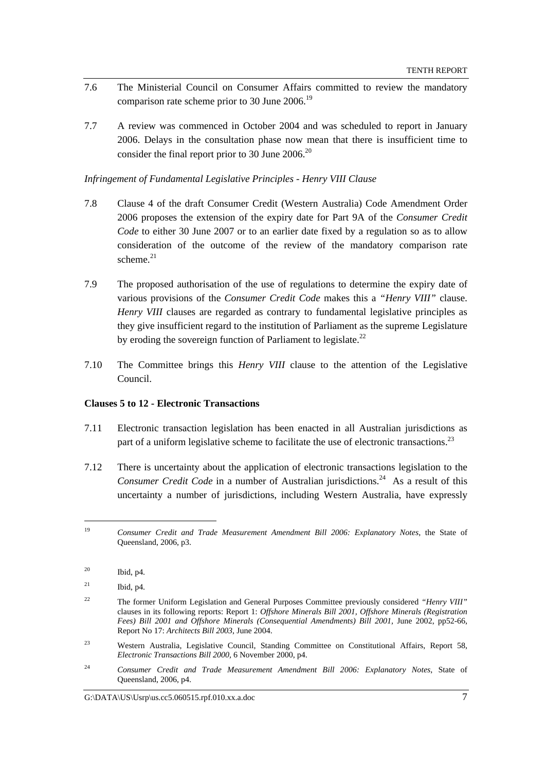7.6 The Ministerial Council on Consumer Affairs committed to review the mandatory comparison rate scheme prior to 30 June 2006.[19]

7.7 A review was commenced in October 2004 and was scheduled to report in January 2006. Delays in the consultation phase now mean that there is insufficient time to consider the final report prior to 30 June 2006.[20]

*Infringement of Fundamental Legislative Principles - Henry VIII Clause*

7.8 Clause 4 of the draft Consumer Credit (Western Australia) Code Amendment Order 2006 proposes the extension of the expiry date for Part 9A of the *Consumer Credit Code* to either 30 June 2007 or to an earlier date fixed by a regulation so as to allow consideration of the outcome of the review of the mandatory comparison rate scheme.[21]

7.9 The proposed authorisation of the use of regulations to determine the expiry date of various provisions of the *Consumer Credit Code* makes this a *"Henry VIII"* clause. *Henry VIII* clauses are regarded as contrary to fundamental legislative principles as they give insufficient regard to the institution of Parliament as the supreme Legislature by eroding the sovereign function of Parliament to legislate.[22]

7.10 The Committee brings this *Henry VIII* clause to the attention of the Legislative Council.

**Clauses 5 to 12 - Electronic Transactions**

7.11 Electronic transaction legislation has been enacted in all Australian jurisdictions as part of a uniform legislative scheme to facilitate the use of electronic transactions.[23]

7.12 There is uncertainty about the application of electronic transactions legislation to the *Consumer Credit Code* in a number of Australian jurisdictions.[24] As a result of this uncertainty a number of jurisdictions, including Western Australia, have expressly

---

[19] *Consumer Credit and Trade Measurement Amendment Bill 2006: Explanatory Notes*, the State of Queensland, 2006, p3.

[20] Ibid, p4.

[21] Ibid, p4.

[22] The former Uniform Legislation and General Purposes Committee previously considered *"Henry VIII"* clauses in its following reports: Report 1: *Offshore Minerals Bill 2001, Offshore Minerals (Registration Fees) Bill 2001 and Offshore Minerals (Consequential Amendments) Bill 2001*, June 2002, pp52-66, Report No 17: *Architects Bill 2003*, June 2004.

[23] Western Australia, Legislative Council, Standing Committee on Constitutional Affairs, Report 58, *Electronic Transactions Bill 2000*, 6 November 2000, p4.

[24] *Consumer Credit and Trade Measurement Amendment Bill 2006: Explanatory Notes*, State of Queensland, 2006, p4.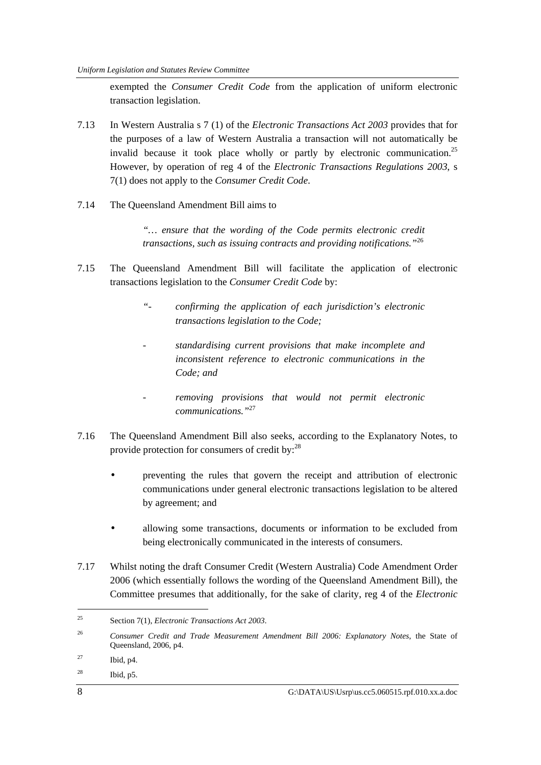exempted the *Consumer Credit Code* from the application of uniform electronic transaction legislation.

7.13 In Western Australia s 7 (1) of the *Electronic Transactions Act 2003* provides that for the purposes of a law of Western Australia a transaction will not automatically be invalid because it took place wholly or partly by electronic communication.[25] However, by operation of reg 4 of the *Electronic Transactions Regulations 2003*, s 7(1) does not apply to the *Consumer Credit Code*.

7.14 The Queensland Amendment Bill aims to

> *"… ensure that the wording of the Code permits electronic credit transactions, such as issuing contracts and providing notifications."*[26]

7.15 The Queensland Amendment Bill will facilitate the application of electronic transactions legislation to the *Consumer Credit Code* by:

> *"- confirming the application of each jurisdiction's electronic transactions legislation to the Code;*
>
> *- standardising current provisions that make incomplete and inconsistent reference to electronic communications in the Code; and*
>
> *- removing provisions that would not permit electronic communications."*[27]

7.16 The Queensland Amendment Bill also seeks, according to the Explanatory Notes, to provide protection for consumers of credit by:[28]

- preventing the rules that govern the receipt and attribution of electronic communications under general electronic transactions legislation to be altered by agreement; and
- allowing some transactions, documents or information to be excluded from being electronically communicated in the interests of consumers.

7.17 Whilst noting the draft Consumer Credit (Western Australia) Code Amendment Order 2006 (which essentially follows the wording of the Queensland Amendment Bill), the Committee presumes that additionally, for the sake of clarity, reg 4 of the *Electronic*

---

[25] Section 7(1), *Electronic Transactions Act 2003*.

[26] *Consumer Credit and Trade Measurement Amendment Bill 2006: Explanatory Notes*, the State of Queensland, 2006, p4.

[27] Ibid, p4.

[28] Ibid, p5.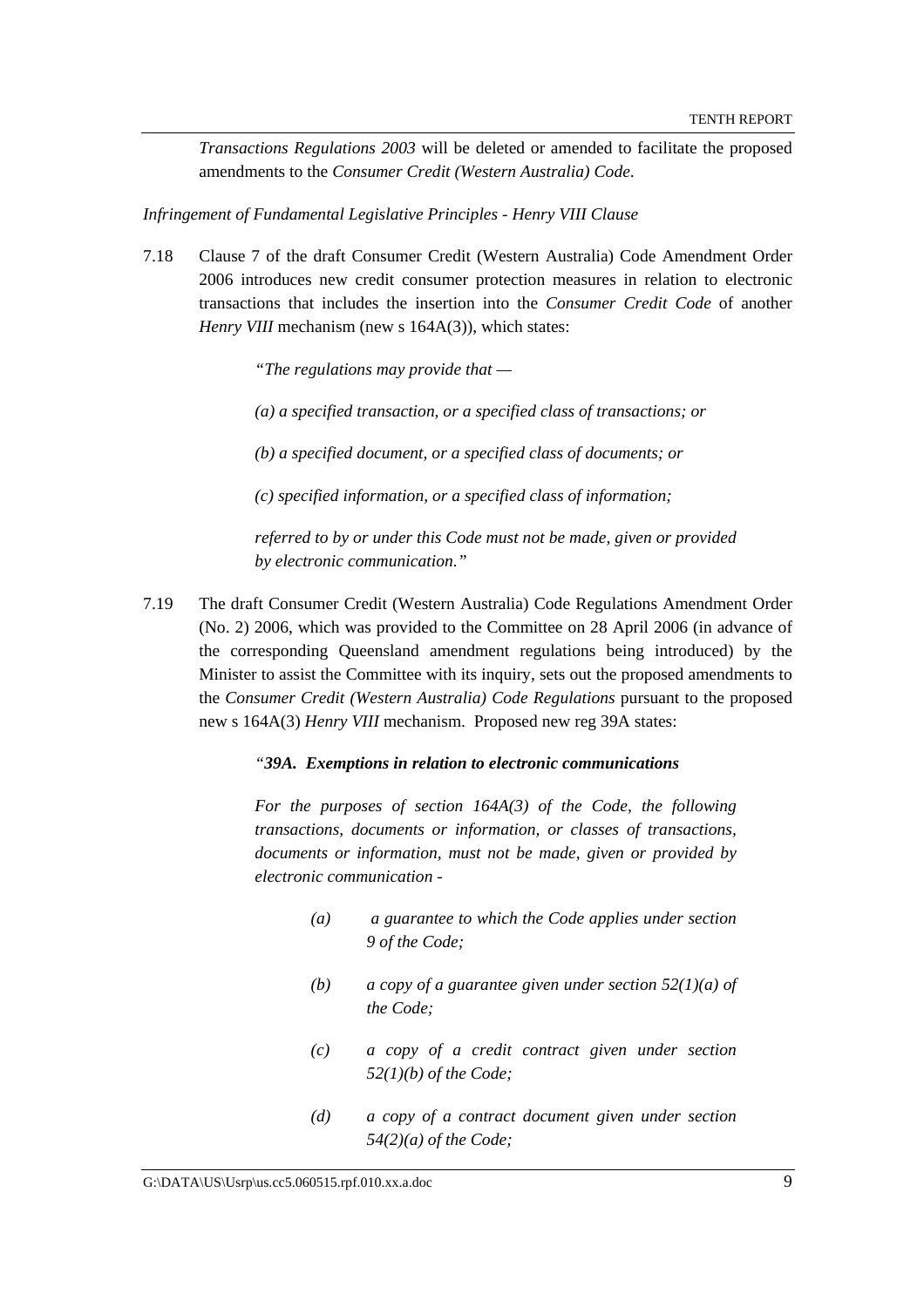*Transactions Regulations 2003* will be deleted or amended to facilitate the proposed amendments to the *Consumer Credit (Western Australia) Code*.

*Infringement of Fundamental Legislative Principles - Henry VIII Clause*

7.18 Clause 7 of the draft Consumer Credit (Western Australia) Code Amendment Order 2006 introduces new credit consumer protection measures in relation to electronic transactions that includes the insertion into the *Consumer Credit Code* of another *Henry VIII* mechanism (new s 164A(3)), which states:

> *"The regulations may provide that —*
>
> *(a) a specified transaction, or a specified class of transactions; or*
>
> *(b) a specified document, or a specified class of documents; or*
>
> *(c) specified information, or a specified class of information;*
>
> *referred to by or under this Code must not be made, given or provided by electronic communication."*

7.19 The draft Consumer Credit (Western Australia) Code Regulations Amendment Order (No. 2) 2006, which was provided to the Committee on 28 April 2006 (in advance of the corresponding Queensland amendment regulations being introduced) by the Minister to assist the Committee with its inquiry, sets out the proposed amendments to the *Consumer Credit (Western Australia) Code Regulations* pursuant to the proposed new s 164A(3) *Henry VIII* mechanism. Proposed new reg 39A states:

> ***"39A. Exemptions in relation to electronic communications***
>
> *For the purposes of section 164A(3) of the Code, the following transactions, documents or information, or classes of transactions, documents or information, must not be made, given or provided by electronic communication -*
>
> *(a) a guarantee to which the Code applies under section 9 of the Code;*
>
> *(b) a copy of a guarantee given under section 52(1)(a) of the Code;*
>
> *(c) a copy of a credit contract given under section 52(1)(b) of the Code;*
>
> *(d) a copy of a contract document given under section 54(2)(a) of the Code;*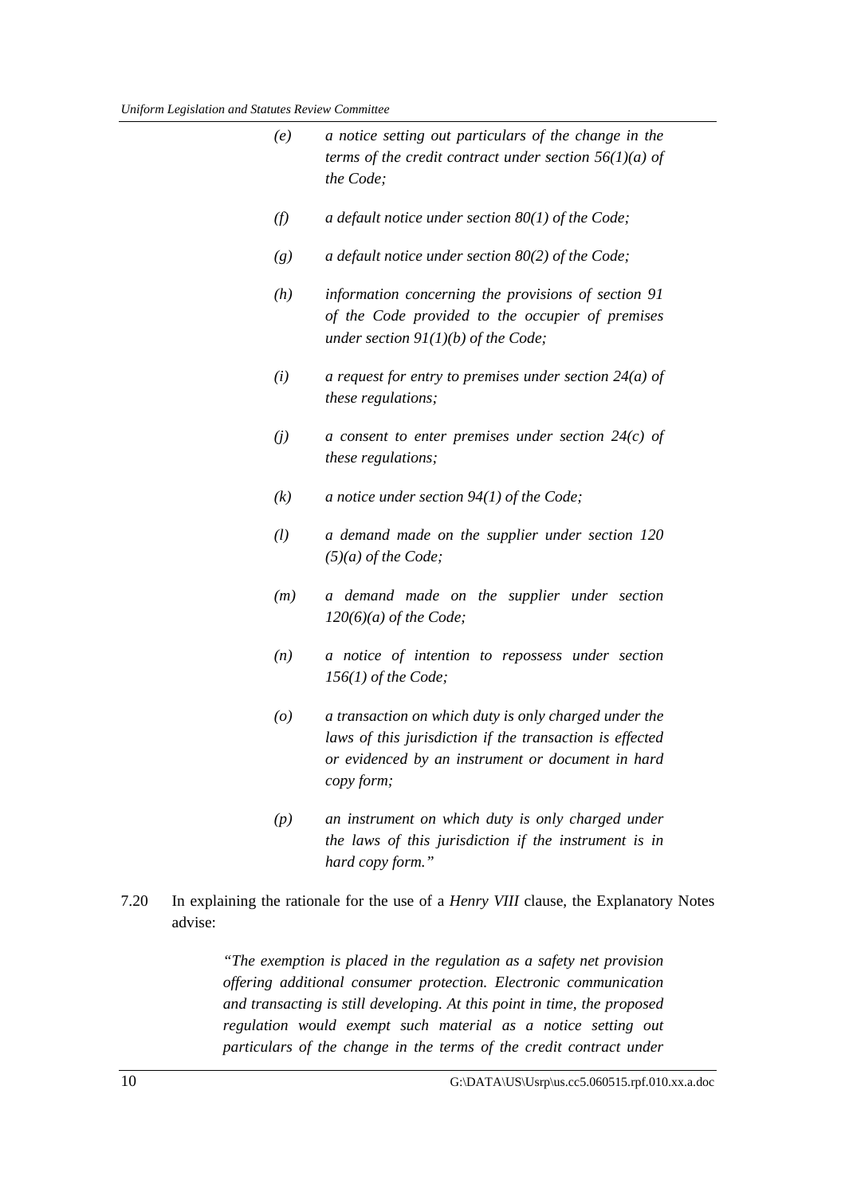*(e)* *a notice setting out particulars of the change in the terms of the credit contract under section 56(1)(a) of the Code;*

*(f)* *a default notice under section 80(1) of the Code;*

*(g)* *a default notice under section 80(2) of the Code;*

*(h)* *information concerning the provisions of section 91 of the Code provided to the occupier of premises under section 91(1)(b) of the Code;*

*(i)* *a request for entry to premises under section 24(a) of these regulations;*

*(j)* *a consent to enter premises under section 24(c) of these regulations;*

*(k)* *a notice under section 94(1) of the Code;*

*(l)* *a demand made on the supplier under section 120 (5)(a) of the Code;*

*(m)* *a demand made on the supplier under section 120(6)(a) of the Code;*

*(n)* *a notice of intention to repossess under section 156(1) of the Code;*

*(o)* *a transaction on which duty is only charged under the laws of this jurisdiction if the transaction is effected or evidenced by an instrument or document in hard copy form;*

*(p)* *an instrument on which duty is only charged under the laws of this jurisdiction if the instrument is in hard copy form."*

7.20 In explaining the rationale for the use of a *Henry VIII* clause, the Explanatory Notes advise:

> *"The exemption is placed in the regulation as a safety net provision offering additional consumer protection. Electronic communication and transacting is still developing. At this point in time, the proposed regulation would exempt such material as a notice setting out particulars of the change in the terms of the credit contract under*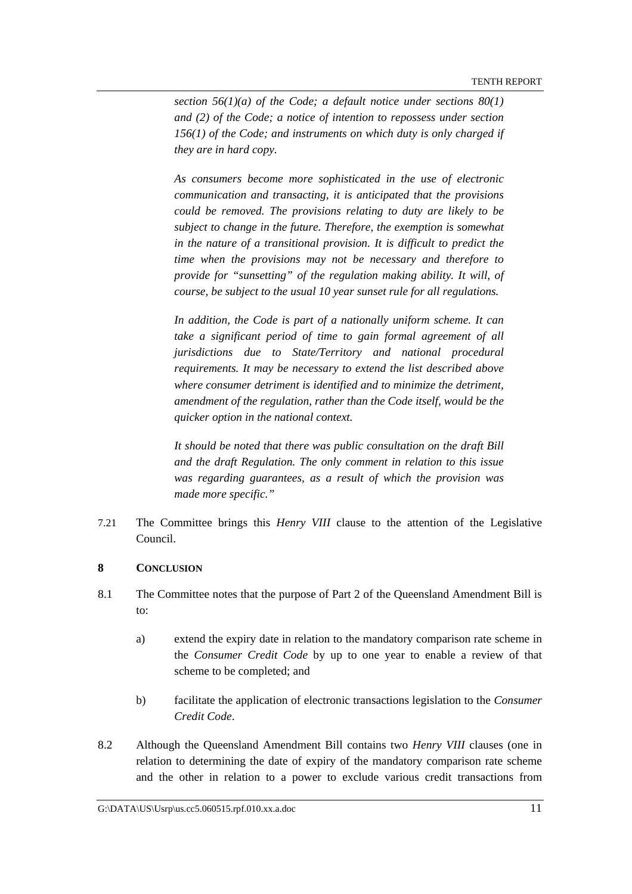*section 56(1)(a) of the Code; a default notice under sections 80(1) and (2) of the Code; a notice of intention to repossess under section 156(1) of the Code; and instruments on which duty is only charged if they are in hard copy.*

*As consumers become more sophisticated in the use of electronic communication and transacting, it is anticipated that the provisions could be removed. The provisions relating to duty are likely to be subject to change in the future. Therefore, the exemption is somewhat in the nature of a transitional provision. It is difficult to predict the time when the provisions may not be necessary and therefore to provide for "sunsetting" of the regulation making ability. It will, of course, be subject to the usual 10 year sunset rule for all regulations.*

*In addition, the Code is part of a nationally uniform scheme. It can take a significant period of time to gain formal agreement of all jurisdictions due to State/Territory and national procedural requirements. It may be necessary to extend the list described above where consumer detriment is identified and to minimize the detriment, amendment of the regulation, rather than the Code itself, would be the quicker option in the national context.*

*It should be noted that there was public consultation on the draft Bill and the draft Regulation. The only comment in relation to this issue was regarding guarantees, as a result of which the provision was made more specific."*

7.21 The Committee brings this *Henry VIII* clause to the attention of the Legislative Council.

## 8 CONCLUSION

8.1 The Committee notes that the purpose of Part 2 of the Queensland Amendment Bill is to:

a) extend the expiry date in relation to the mandatory comparison rate scheme in the *Consumer Credit Code* by up to one year to enable a review of that scheme to be completed; and

b) facilitate the application of electronic transactions legislation to the *Consumer Credit Code*.

8.2 Although the Queensland Amendment Bill contains two *Henry VIII* clauses (one in relation to determining the date of expiry of the mandatory comparison rate scheme and the other in relation to a power to exclude various credit transactions from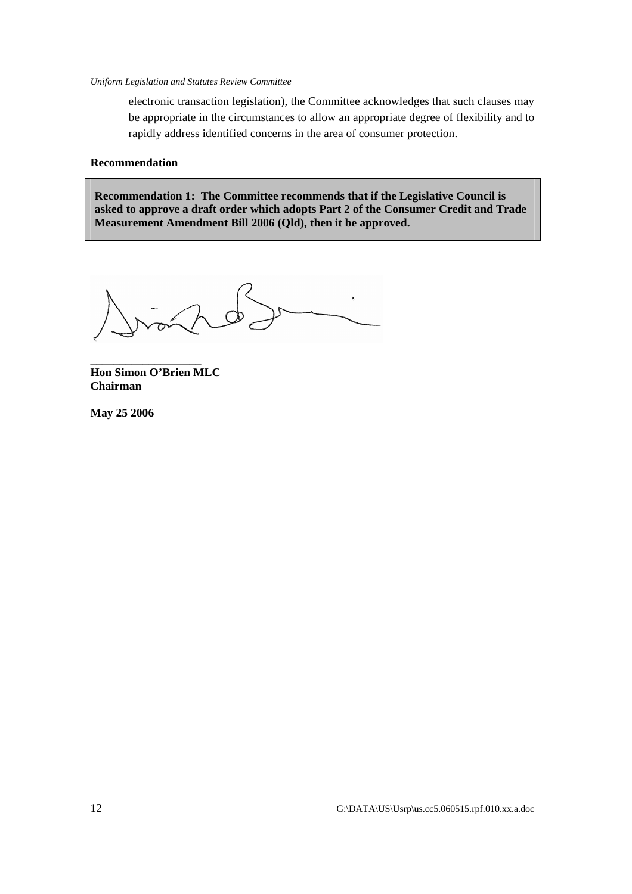electronic transaction legislation), the Committee acknowledges that such clauses may be appropriate in the circumstances to allow an appropriate degree of flexibility and to rapidly address identified concerns in the area of consumer protection.

**Recommendation**

**Recommendation 1: The Committee recommends that if the Legislative Council is asked to approve a draft order which adopts Part 2 of the Consumer Credit and Trade Measurement Amendment Bill 2006 (Qld), then it be approved.**

___________________

**Hon Simon O'Brien MLC**
**Chairman**

**May 25 2006**